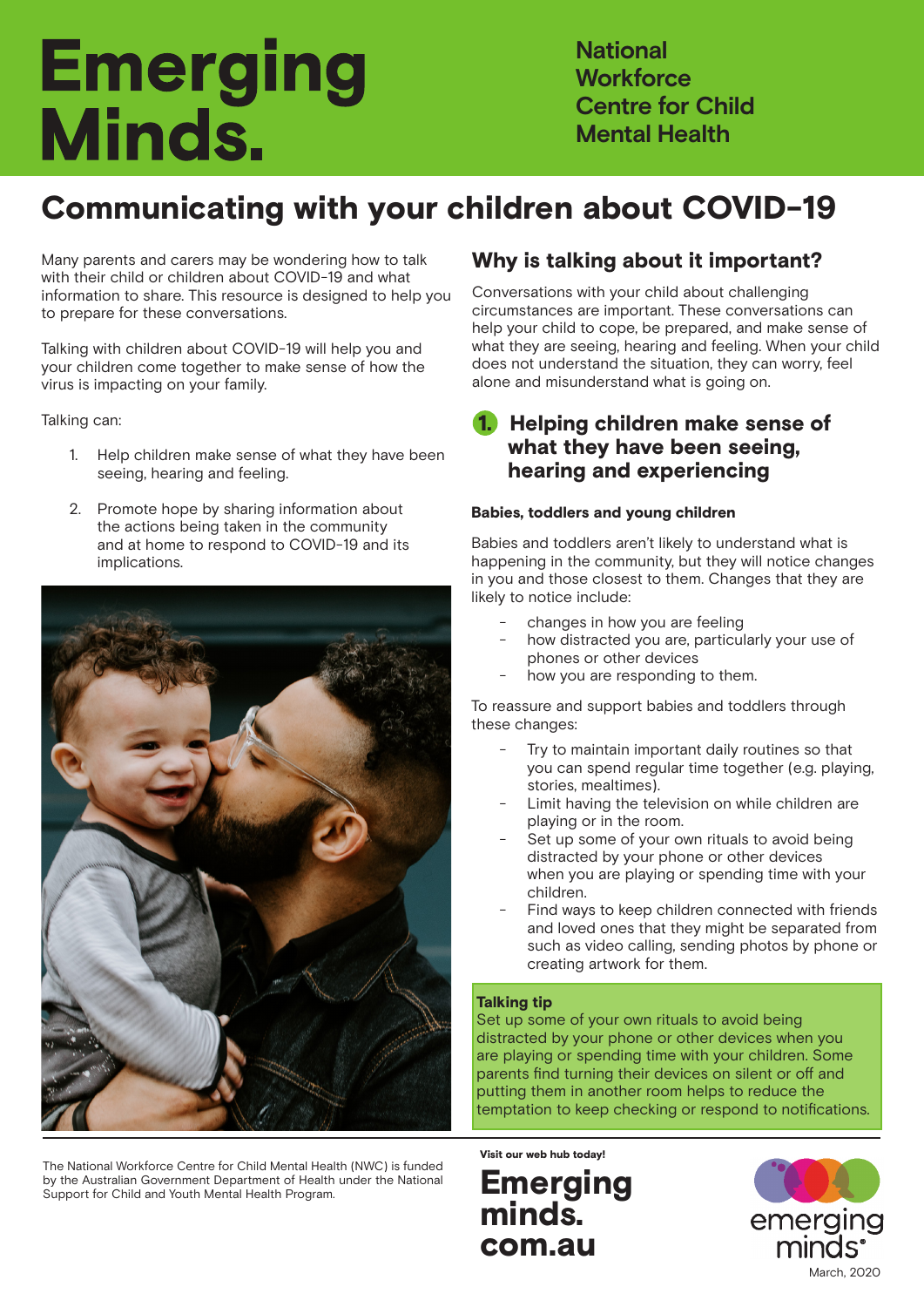# Emerging Minds.

National Workforce Centre for Child Mental Health

# Communicating with your children about COVID-19

Many parents and carers may be wondering how to talk with their child or children about COVID-19 and what information to share. This resource is designed to help you to prepare for these conversations.

Talking with children about COVID-19 will help you and your children come together to make sense of how the virus is impacting on your family.

Talking can:

1. Help children make sense of what they have been seeing, hearing and feeling.
2. Promote hope by sharing information about the actions being taken in the community and at home to respond to COVID-19 and its implications.

## Why is talking about it important?

Conversations with your child about challenging circumstances are important. These conversations can help your child to cope, be prepared, and make sense of what they are seeing, hearing and feeling. When your child does not understand the situation, they can worry, feel alone and misunderstand what is going on.

## 1. Helping children make sense of what they have been seeing, hearing and experiencing

### Babies, toddlers and young children

Babies and toddlers aren't likely to understand what is happening in the community, but they will notice changes in you and those closest to them. Changes that they are likely to notice include:

- changes in how you are feeling
- how distracted you are, particularly your use of phones or other devices
- how you are responding to them.

To reassure and support babies and toddlers through these changes:

- Try to maintain important daily routines so that you can spend regular time together (e.g. playing, stories, mealtimes).
- Limit having the television on while children are playing or in the room.
- Set up some of your own rituals to avoid being distracted by your phone or other devices when you are playing or spending time with your children.
- Find ways to keep children connected with friends and loved ones that they might be separated from such as video calling, sending photos by phone or creating artwork for them.

**Talking tip**
Set up some of your own rituals to avoid being distracted by your phone or other devices when you are playing or spending time with your children. Some parents find turning their devices on silent or off and putting them in another room helps to reduce the temptation to keep checking or respond to notifications.

The National Workforce Centre for Child Mental Health (NWC) is funded by the Australian Government Department of Health under the National Support for Child and Youth Mental Health Program.

**Visit our web hub today!**

**Emerging minds. com.au**

emerging minds.

March, 2020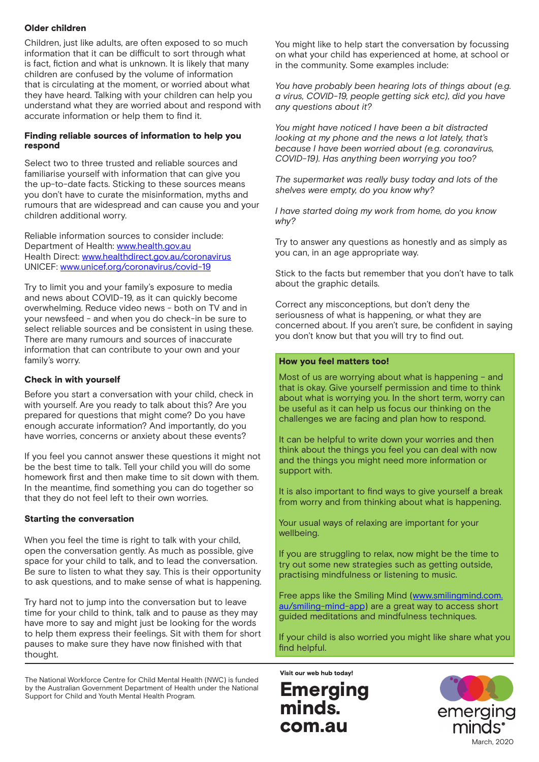### Older children

Children, just like adults, are often exposed to so much information that it can be difficult to sort through what is fact, fiction and what is unknown. It is likely that many children are confused by the volume of information that is circulating at the moment, or worried about what they have heard. Talking with your children can help you understand what they are worried about and respond with accurate information or help them to find it.

### Finding reliable sources of information to help you respond

Select two to three trusted and reliable sources and familiarise yourself with information that can give you the up-to-date facts. Sticking to these sources means you don't have to curate the misinformation, myths and rumours that are widespread and can cause you and your children additional worry.

Reliable information sources to consider include:
Department of Health: www.health.gov.au
Health Direct: www.healthdirect.gov.au/coronavirus
UNICEF: www.unicef.org/coronavirus/covid-19

Try to limit you and your family's exposure to media and news about COVID-19, as it can quickly become overwhelming. Reduce video news - both on TV and in your newsfeed - and when you do check-in be sure to select reliable sources and be consistent in using these. There are many rumours and sources of inaccurate information that can contribute to your own and your family's worry.

### Check in with yourself

Before you start a conversation with your child, check in with yourself. Are you ready to talk about this? Are you prepared for questions that might come? Do you have enough accurate information? And importantly, do you have worries, concerns or anxiety about these events?

If you feel you cannot answer these questions it might not be the best time to talk. Tell your child you will do some homework first and then make time to sit down with them. In the meantime, find something you can do together so that they do not feel left to their own worries.

### Starting the conversation

When you feel the time is right to talk with your child, open the conversation gently. As much as possible, give space for your child to talk, and to lead the conversation. Be sure to listen to what they say. This is their opportunity to ask questions, and to make sense of what is happening.

Try hard not to jump into the conversation but to leave time for your child to think, talk and to pause as they may have more to say and might just be looking for the words to help them express their feelings. Sit with them for short pauses to make sure they have now finished with that thought.

You might like to help start the conversation by focussing on what your child has experienced at home, at school or in the community. Some examples include:

*You have probably been hearing lots of things about (e.g. a virus, COVID-19, people getting sick etc), did you have any questions about it?*

*You might have noticed I have been a bit distracted looking at my phone and the news a lot lately, that's because I have been worried about (e.g. coronavirus, COVID-19). Has anything been worrying you too?*

*The supermarket was really busy today and lots of the shelves were empty, do you know why?*

*I have started doing my work from home, do you know why?*

Try to answer any questions as honestly and as simply as you can, in an age appropriate way.

Stick to the facts but remember that you don't have to talk about the graphic details.

Correct any misconceptions, but don't deny the seriousness of what is happening, or what they are concerned about. If you aren't sure, be confident in saying you don't know but that you will try to find out.

### How you feel matters too!

Most of us are worrying about what is happening – and that is okay. Give yourself permission and time to think about what is worrying you. In the short term, worry can be useful as it can help us focus our thinking on the challenges we are facing and plan how to respond.

It can be helpful to write down your worries and then think about the things you feel you can deal with now and the things you might need more information or support with.

It is also important to find ways to give yourself a break from worry and from thinking about what is happening.

Your usual ways of relaxing are important for your wellbeing.

If you are struggling to relax, now might be the time to try out some new strategies such as getting outside, practising mindfulness or listening to music.

Free apps like the Smiling Mind (www.smilingmind.com.au/smiling-mind-app) are a great way to access short guided meditations and mindfulness techniques.

If your child is also worried you might like share what you find helpful.

The National Workforce Centre for Child Mental Health (NWC) is funded by the Australian Government Department of Health under the National Support for Child and Youth Mental Health Program.

**Visit our web hub today!**

**Emerging minds. com.au**

emerging minds.

March, 2020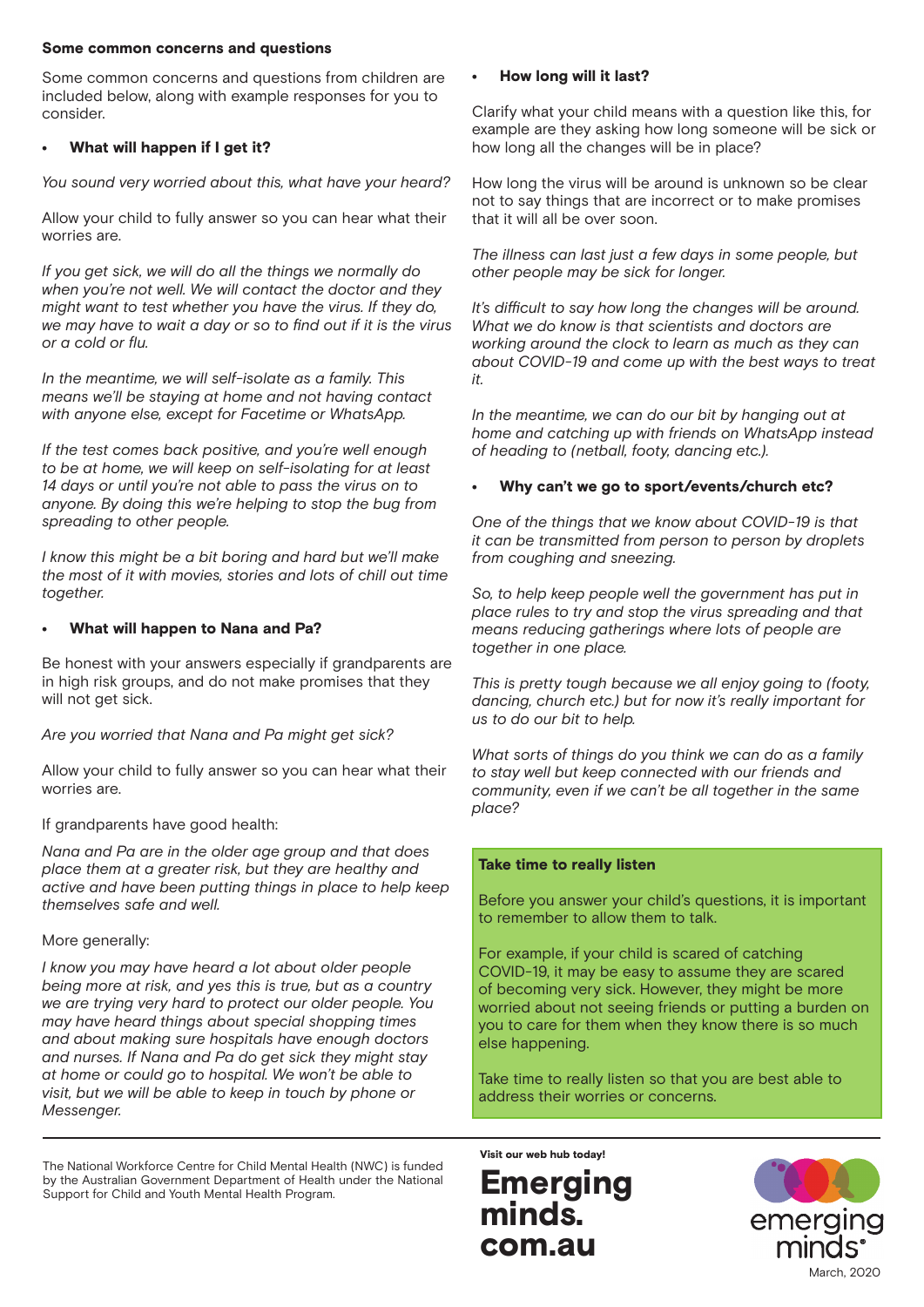### Some common concerns and questions

Some common concerns and questions from children are included below, along with example responses for you to consider.

- **What will happen if I get it?**

*You sound very worried about this, what have your heard?*

Allow your child to fully answer so you can hear what their worries are.

*If you get sick, we will do all the things we normally do when you're not well. We will contact the doctor and they might want to test whether you have the virus. If they do, we may have to wait a day or so to find out if it is the virus or a cold or flu.*

*In the meantime, we will self-isolate as a family. This means we'll be staying at home and not having contact with anyone else, except for Facetime or WhatsApp.*

*If the test comes back positive, and you're well enough to be at home, we will keep on self-isolating for at least 14 days or until you're not able to pass the virus on to anyone. By doing this we're helping to stop the bug from spreading to other people.*

*I know this might be a bit boring and hard but we'll make the most of it with movies, stories and lots of chill out time together.*

- **What will happen to Nana and Pa?**

Be honest with your answers especially if grandparents are in high risk groups, and do not make promises that they will not get sick.

*Are you worried that Nana and Pa might get sick?*

Allow your child to fully answer so you can hear what their worries are.

If grandparents have good health:

*Nana and Pa are in the older age group and that does place them at a greater risk, but they are healthy and active and have been putting things in place to help keep themselves safe and well.*

More generally:

*I know you may have heard a lot about older people being more at risk, and yes this is true, but as a country we are trying very hard to protect our older people. You may have heard things about special shopping times and about making sure hospitals have enough doctors and nurses. If Nana and Pa do get sick they might stay at home or could go to hospital. We won't be able to visit, but we will be able to keep in touch by phone or Messenger.*

- **How long will it last?**

Clarify what your child means with a question like this, for example are they asking how long someone will be sick or how long all the changes will be in place?

How long the virus will be around is unknown so be clear not to say things that are incorrect or to make promises that it will all be over soon.

*The illness can last just a few days in some people, but other people may be sick for longer.*

*It's difficult to say how long the changes will be around. What we do know is that scientists and doctors are working around the clock to learn as much as they can about COVID-19 and come up with the best ways to treat it.*

*In the meantime, we can do our bit by hanging out at home and catching up with friends on WhatsApp instead of heading to (netball, footy, dancing etc.).*

- **Why can't we go to sport/events/church etc?**

*One of the things that we know about COVID-19 is that it can be transmitted from person to person by droplets from coughing and sneezing.*

*So, to help keep people well the government has put in place rules to try and stop the virus spreading and that means reducing gatherings where lots of people are together in one place.*

*This is pretty tough because we all enjoy going to (footy, dancing, church etc.) but for now it's really important for us to do our bit to help.*

*What sorts of things do you think we can do as a family to stay well but keep connected with our friends and community, even if we can't be all together in the same place?*

**Take time to really listen**

Before you answer your child's questions, it is important to remember to allow them to talk.

For example, if your child is scared of catching COVID-19, it may be easy to assume they are scared of becoming very sick. However, they might be more worried about not seeing friends or putting a burden on you to care for them when they know there is so much else happening.

Take time to really listen so that you are best able to address their worries or concerns.

The National Workforce Centre for Child Mental Health (NWC) is funded by the Australian Government Department of Health under the National Support for Child and Youth Mental Health Program.

Visit our web hub today!

**Emerging minds. com.au**

emerging minds

March, 2020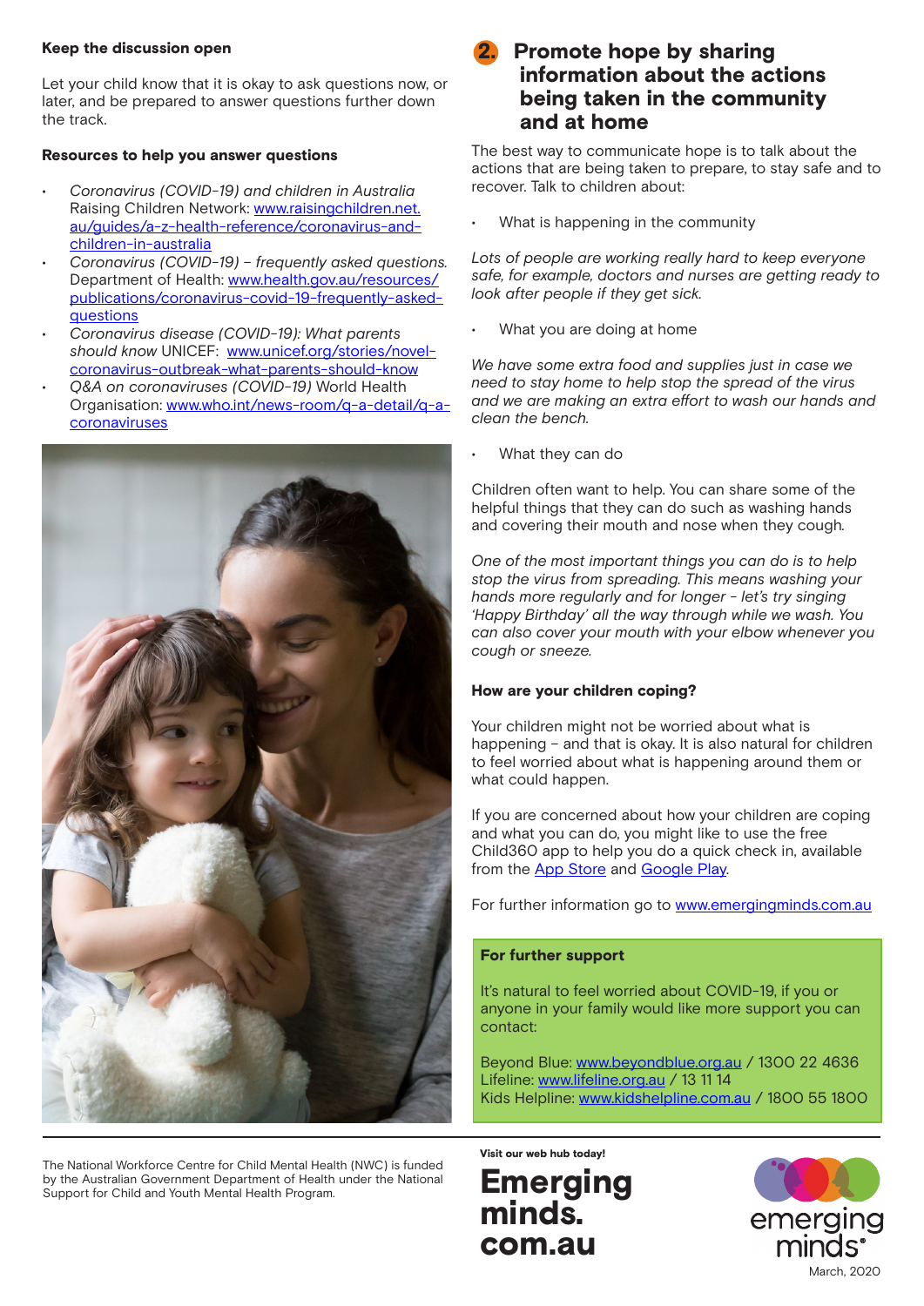**Keep the discussion open**

Let your child know that it is okay to ask questions now, or later, and be prepared to answer questions further down the track.

**Resources to help you answer questions**

- *Coronavirus (COVID-19) and children in Australia* Raising Children Network: www.raisingchildren.net.au/guides/a-z-health-reference/coronavirus-and-children-in-australia
- *Coronavirus (COVID-19) – frequently asked questions.* Department of Health: www.health.gov.au/resources/publications/coronavirus-covid-19-frequently-asked-questions
- *Coronavirus disease (COVID-19): What parents should know* UNICEF: www.unicef.org/stories/novel-coronavirus-outbreak-what-parents-should-know
- *Q&A on coronaviruses (COVID-19)* World Health Organisation: www.who.int/news-room/q-a-detail/q-a-coronaviruses

## 2. Promote hope by sharing information about the actions being taken in the community and at home

The best way to communicate hope is to talk about the actions that are being taken to prepare, to stay safe and to recover. Talk to children about:

- What is happening in the community

*Lots of people are working really hard to keep everyone safe, for example, doctors and nurses are getting ready to look after people if they get sick.*

- What you are doing at home

*We have some extra food and supplies just in case we need to stay home to help stop the spread of the virus and we are making an extra effort to wash our hands and clean the bench.*

- What they can do

Children often want to help. You can share some of the helpful things that they can do such as washing hands and covering their mouth and nose when they cough.

*One of the most important things you can do is to help stop the virus from spreading. This means washing your hands more regularly and for longer - let's try singing 'Happy Birthday' all the way through while we wash. You can also cover your mouth with your elbow whenever you cough or sneeze.*

**How are your children coping?**

Your children might not be worried about what is happening – and that is okay. It is also natural for children to feel worried about what is happening around them or what could happen.

If you are concerned about how your children are coping and what you can do, you might like to use the free Child360 app to help you do a quick check in, available from the App Store and Google Play.

For further information go to www.emergingminds.com.au

**For further support**

It's natural to feel worried about COVID-19, if you or anyone in your family would like more support you can contact:

Beyond Blue: www.beyondblue.org.au / 1300 22 4636
Lifeline: www.lifeline.org.au / 13 11 14
Kids Helpline: www.kidshelpline.com.au / 1800 55 1800

The National Workforce Centre for Child Mental Health (NWC) is funded by the Australian Government Department of Health under the National Support for Child and Youth Mental Health Program.

**Visit our web hub today!**

**Emerging minds. com.au**

emerging minds®

March, 2020